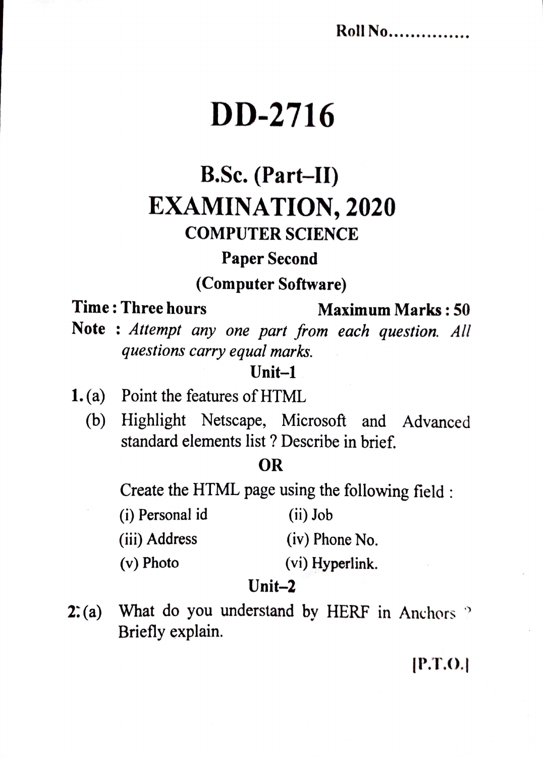Roll No..............

# DD-2716

## B.Sc. (Part–II)
## EXAMINATION, 2020

### COMPUTER SCIENCE

**Paper Second**

**(Computer Software)**

**Time : Three hours** **Maximum Marks : 50**

**Note :** *Attempt any one part from each question. All questions carry equal marks.*

### Unit–1

1. (a) Point the features of HTML

   (b) Highlight Netscape, Microsoft and Advanced standard elements list ? Describe in brief.

   **OR**

   Create the HTML page using the following field :

   (i) Personal id (ii) Job

   (iii) Address (iv) Phone No.

   (v) Photo (vi) Hyperlink.

### Unit–2

2. (a) What do you understand by HERF in Anchors ? Briefly explain.

[P.T.O.]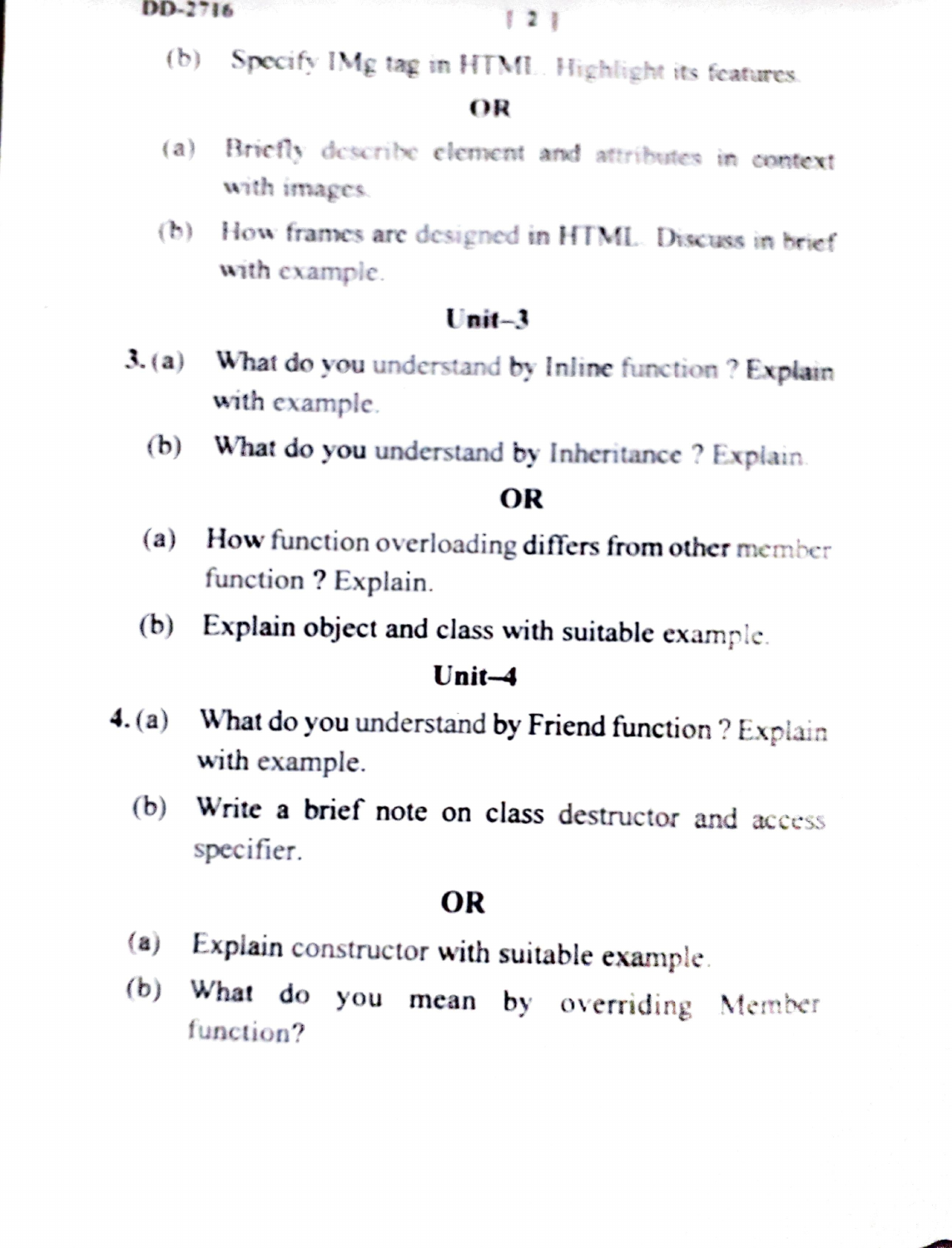(b) Specify IMg tag in HTML. Highlight its features.

**OR**

(a) Briefly describe element and attributes in context with images.

(b) How frames are designed in HTML. Discuss in brief with example.

## Unit–3

3. (a) What do you understand by Inline function ? Explain with example.

(b) What do you understand by Inheritance ? Explain.

**OR**

(a) How function overloading differs from other member function ? Explain.

(b) Explain object and class with suitable example.

## Unit–4

4. (a) What do you understand by Friend function ? Explain with example.

(b) Write a brief note on class destructor and access specifier.

**OR**

(a) Explain constructor with suitable example.

(b) What do you mean by overriding Member function?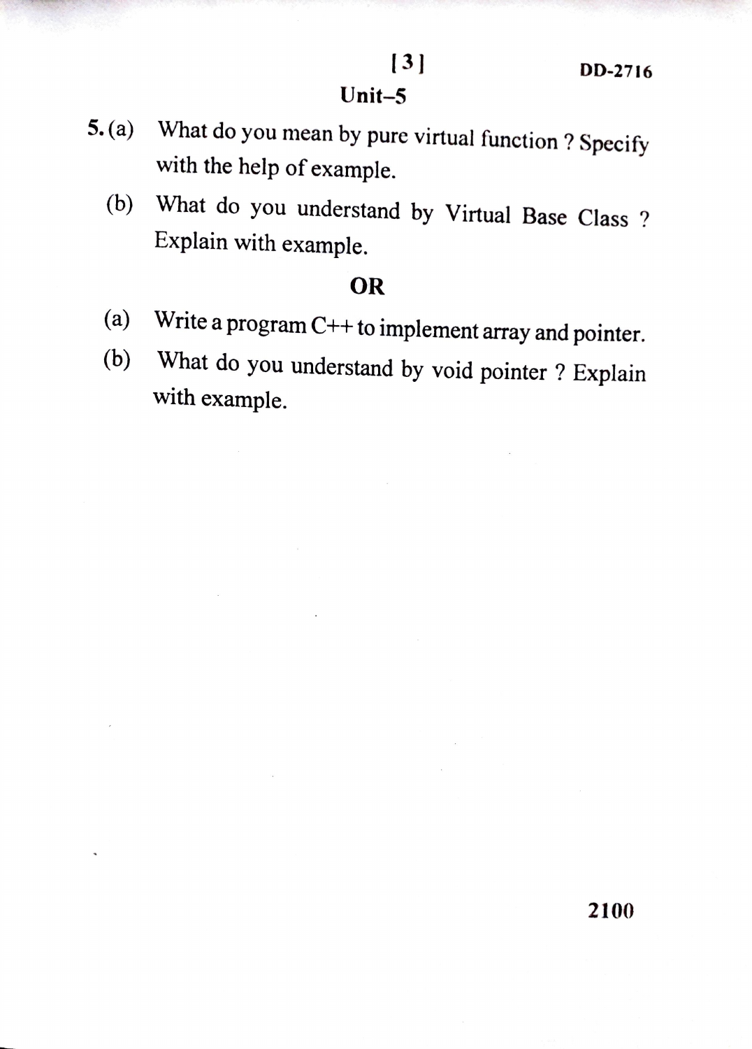## Unit–5

5. (a) What do you mean by pure virtual function ? Specify with the help of example.

   (b) What do you understand by Virtual Base Class ? Explain with example.

**OR**

   (a) Write a program C++ to implement array and pointer.

   (b) What do you understand by void pointer ? Explain with example.